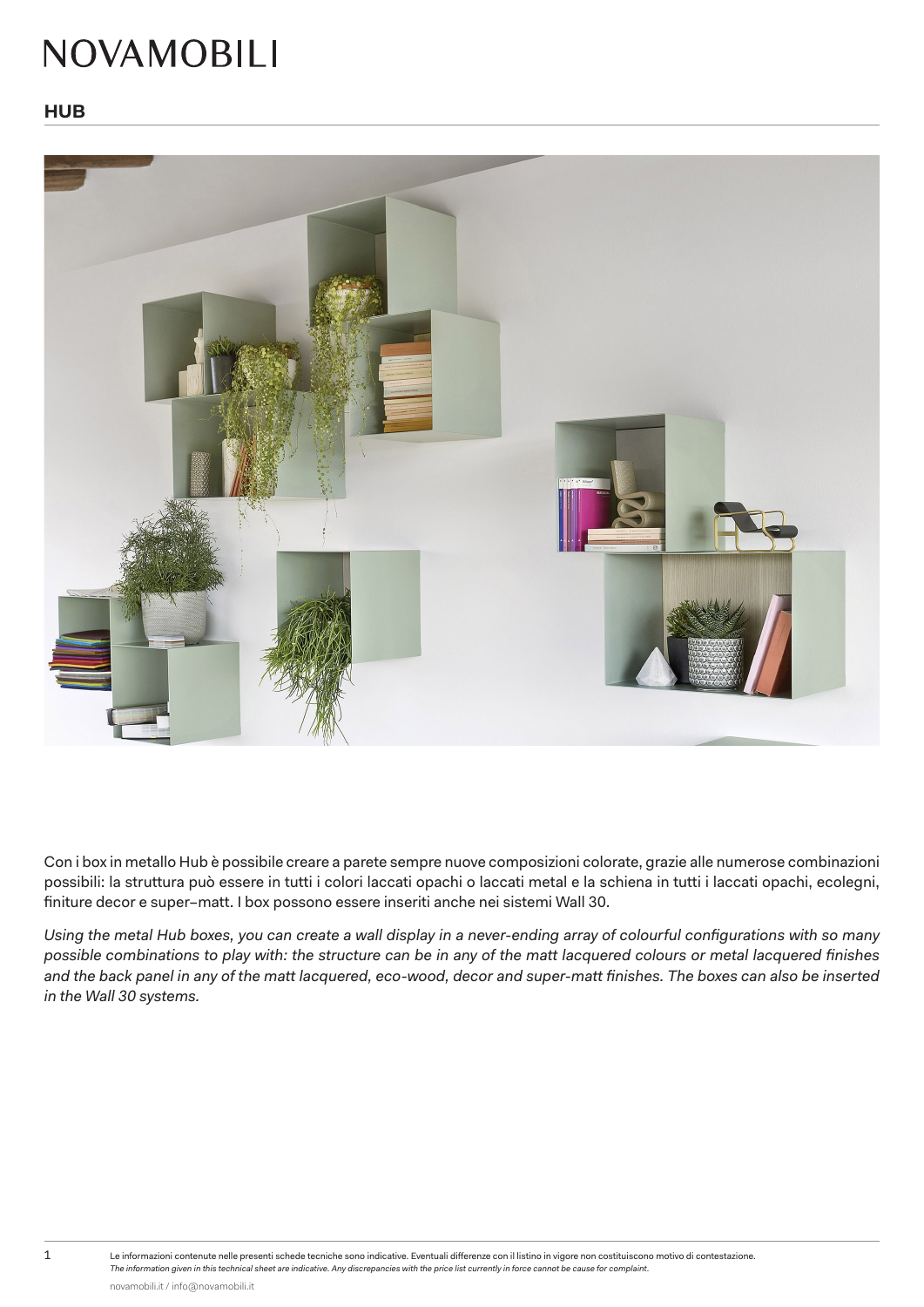# NOVAMOBILI

## HUB

Con i box in metallo Hub è possibile creare a parete sempre nuove composizioni colorate, grazie alle numerose combinazioni possibili: la struttura può essere in tutti i colori laccati opachi o laccati metal e la schiena in tutti i laccati opachi, ecolegni, finiture decor e super–matt. I box possono essere inseriti anche nei sistemi Wall 30.

*Using the metal Hub boxes, you can create a wall display in a never-ending array of colourful configurations with so many possible combinations to play with: the structure can be in any of the matt lacquered colours or metal lacquered finishes and the back panel in any of the matt lacquered, eco-wood, decor and super-matt finishes. The boxes can also be inserted in the Wall 30 systems.*

Le informazioni contenute nelle presenti schede tecniche sono indicative. Eventuali differenze con il listino in vigore non costituiscono motivo di contestazione.
*The information given in this technical sheet are indicative. Any discrepancies with the price list currently in force cannot be cause for complaint.*

novamobili.it / info@novamobili.it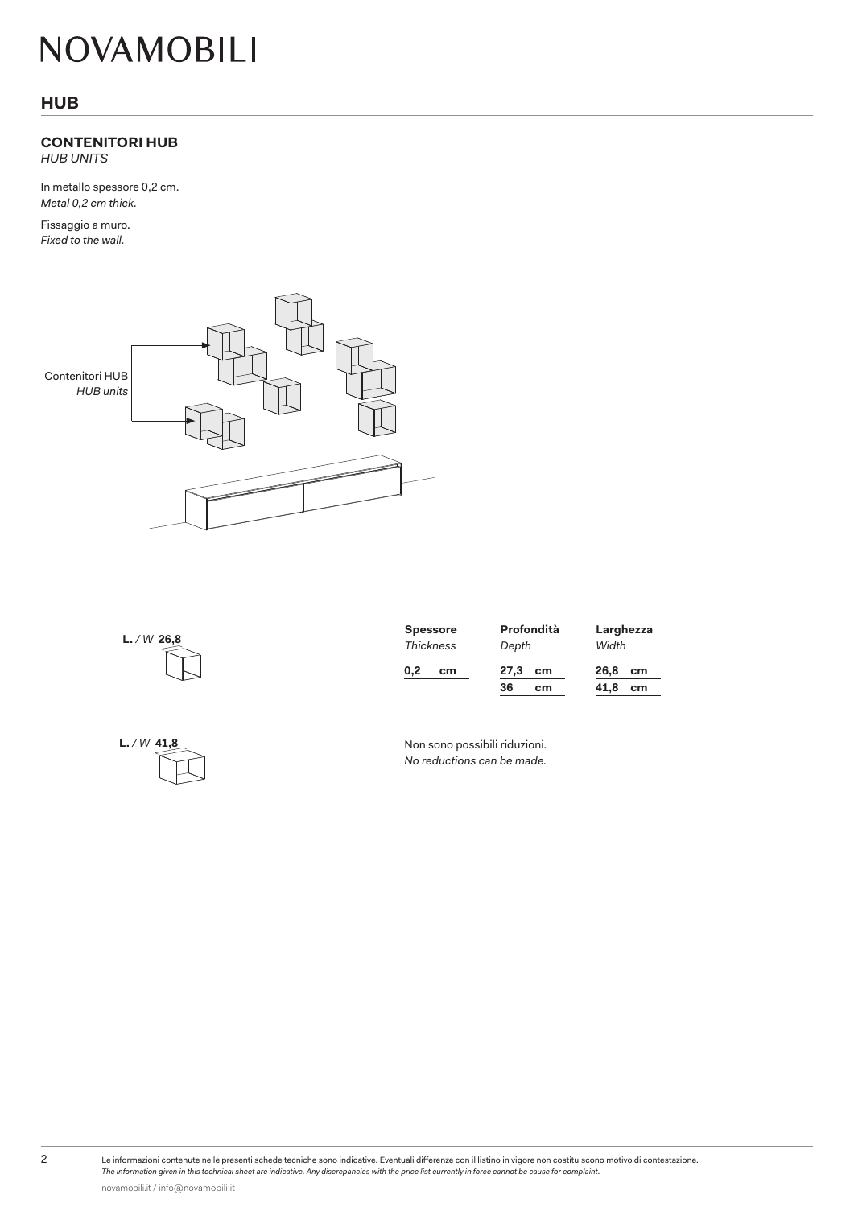# NOVAMOBILI

## HUB

### CONTENITORI HUB
*HUB UNITS*

In metallo spessore 0,2 cm.
*Metal 0,2 cm thick.*

Fissaggio a muro.
*Fixed to the wall.*

Contenitori HUB
*HUB units*

**L.** */ W* **26,8**

**L.** */ W* **41,8**

| **Spessore** *Thickness* | **Profondità** *Depth* | **Larghezza** *Width* |
|---|---|---|
| **0,2 cm** | **27,3 cm** | **26,8 cm** |
| | **36 cm** | **41,8 cm** |

Non sono possibili riduzioni.
*No reductions can be made.*

Le informazioni contenute nelle presenti schede tecniche sono indicative. Eventuali differenze con il listino in vigore non costituiscono motivo di contestazione.
*The information given in this technical sheet are indicative. Any discrepancies with the price list currently in force cannot be cause for complaint.*

novamobili.it / info@novamobili.it